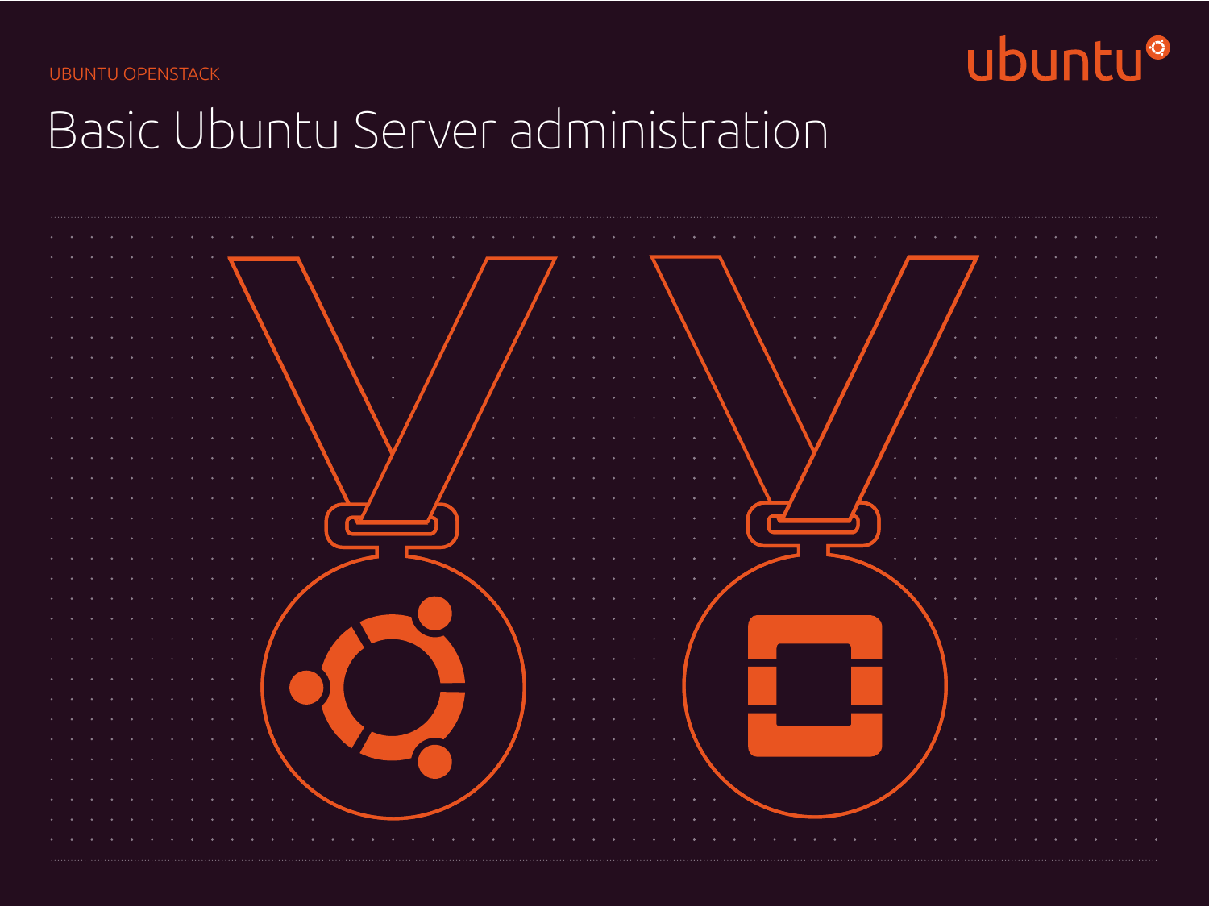UBUNTU OPENSTACK

ubuntu

# Basic Ubuntu Server administration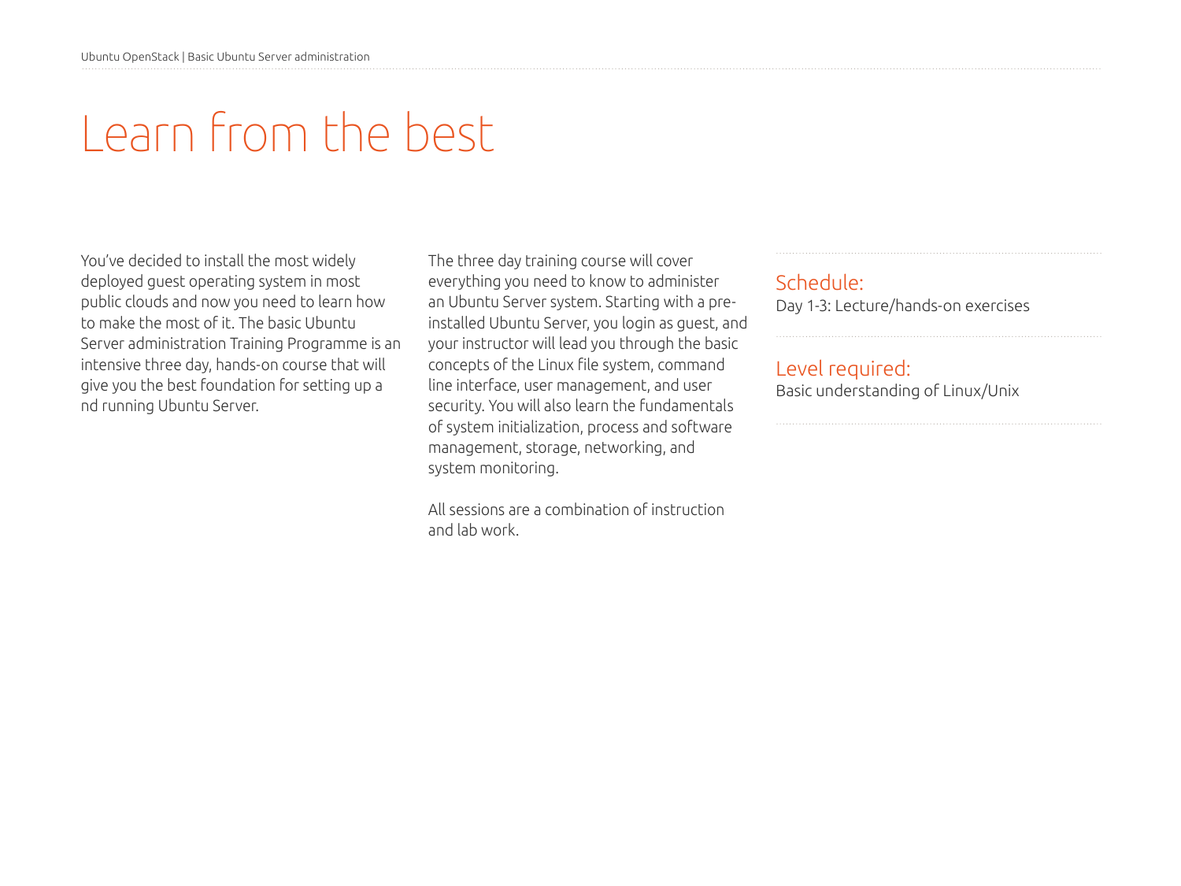# Learn from the best

You've decided to install the most widely deployed guest operating system in most public clouds and now you need to learn how to make the most of it. The basic Ubuntu Server administration Training Programme is an intensive three day, hands-on course that will give you the best foundation for setting up a nd running Ubuntu Server.

The three day training course will cover everything you need to know to administer an Ubuntu Server system. Starting with a pre-installed Ubuntu Server, you login as guest, and your instructor will lead you through the basic concepts of the Linux file system, command line interface, user management, and user security. You will also learn the fundamentals of system initialization, process and software management, storage, networking, and system monitoring.

All sessions are a combination of instruction and lab work.

## Schedule:

Day 1-3: Lecture/hands-on exercises

## Level required:

Basic understanding of Linux/Unix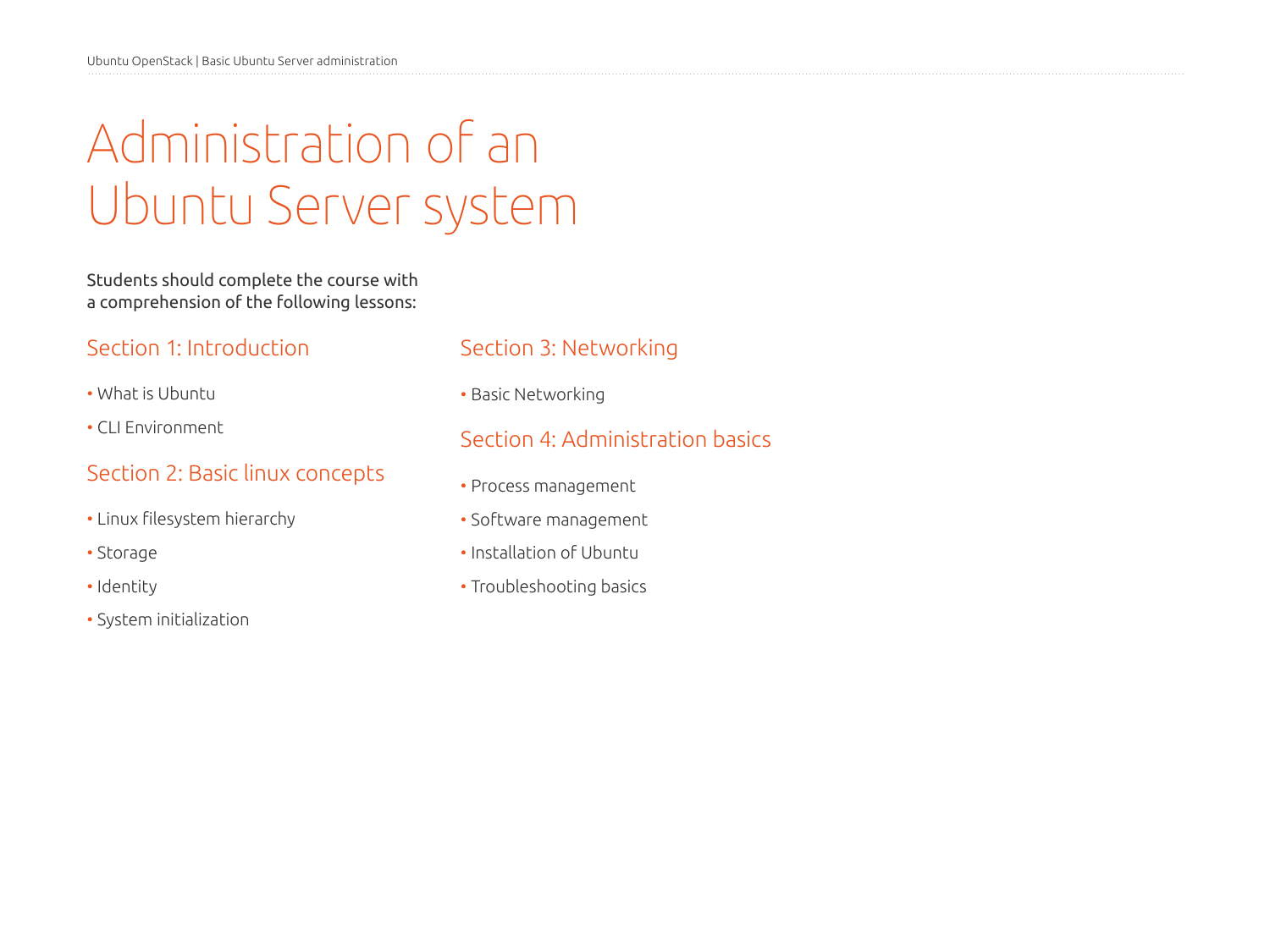# Administration of an Ubuntu Server system

Students should complete the course with a comprehension of the following lessons:

## Section 1: Introduction

- What is Ubuntu
- CLI Environment

## Section 2: Basic linux concepts

- Linux filesystem hierarchy
- Storage
- Identity
- System initialization

## Section 3: Networking

- Basic Networking

## Section 4: Administration basics

- Process management
- Software management
- Installation of Ubuntu
- Troubleshooting basics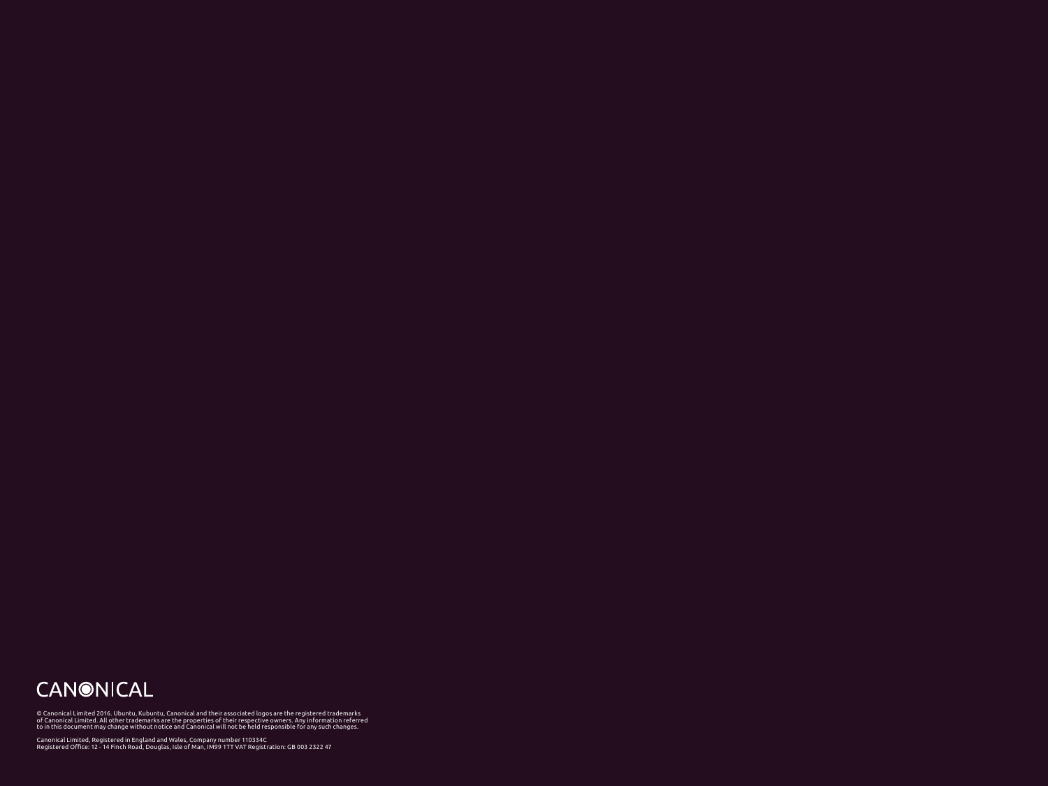CANONICAL

© Canonical Limited 2016. Ubuntu, Kubuntu, Canonical and their associated logos are the registered trademarks of Canonical Limited. All other trademarks are the properties of their respective owners. Any information referred to in this document may change without notice and Canonical will not be held responsible for any such changes.

Canonical Limited, Registered in England and Wales, Company number 110334C
Registered Office: 12 - 14 Finch Road, Douglas, Isle of Man, IM99 1TT VAT Registration: GB 003 2322 47